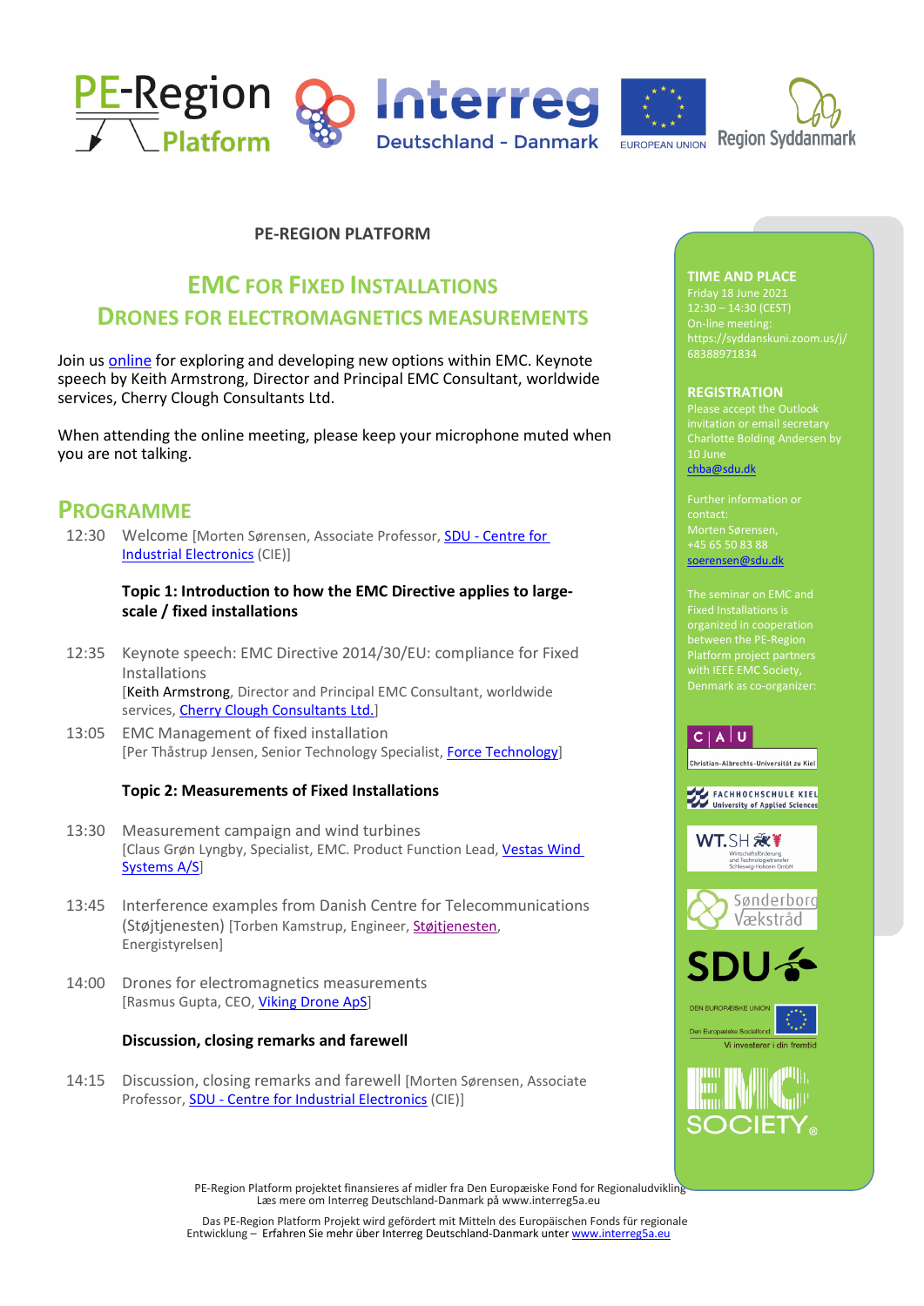PE-REGION PLATFORM

# EMC FOR FIXED INSTALLATIONS
# DRONES FOR ELECTROMAGNETICS MEASUREMENTS

Join us online for exploring and developing new options within EMC. Keynote speech by Keith Armstrong, Director and Principal EMC Consultant, worldwide services, Cherry Clough Consultants Ltd.

When attending the online meeting, please keep your microphone muted when you are not talking.

## PROGRAMME

12:30 Welcome [Morten Sørensen, Associate Professor, SDU - Centre for Industrial Electronics (CIE)]

**Topic 1: Introduction to how the EMC Directive applies to large-scale / fixed installations**

12:35 Keynote speech: EMC Directive 2014/30/EU: compliance for Fixed Installations
[Keith Armstrong, Director and Principal EMC Consultant, worldwide services, Cherry Clough Consultants Ltd.]

13:05 EMC Management of fixed installation
[Per Thåstrup Jensen, Senior Technology Specialist, Force Technology]

**Topic 2: Measurements of Fixed Installations**

13:30 Measurement campaign and wind turbines
[Claus Grøn Lyngby, Specialist, EMC. Product Function Lead, Vestas Wind Systems A/S]

13:45 Interference examples from Danish Centre for Telecommunications (Støjtjenesten) [Torben Kamstrup, Engineer, Støjtjenesten, Energistyrelsen]

14:00 Drones for electromagnetics measurements
[Rasmus Gupta, CEO, Viking Drone ApS]

**Discussion, closing remarks and farewell**

14:15 Discussion, closing remarks and farewell [Morten Sørensen, Associate Professor, SDU - Centre for Industrial Electronics (CIE)]

### TIME AND PLACE

Friday 18 June 2021
12:30 – 14:30 (CEST)
On-line meeting:
https://syddanskuni.zoom.us/j/68388971834

### REGISTRATION

Please accept the Outlook invitation or email secretary Charlotte Bolding Andersen by 10 June
chba@sdu.dk

Further information or contact:
Morten Sørensen,
+45 65 50 83 88
soerensen@sdu.dk

The seminar on EMC and Fixed Installations is organized in cooperation between the PE-Region Platform project partners with IEEE EMC Society, Denmark as co-organizer:

PE-Region Platform projektet finansieres af midler fra Den Europæiske Fond for Regionaludvikling
Læs mere om Interreg Deutschland-Danmark på www.interreg5a.eu

Das PE-Region Platform Projekt wird gefördert mit Mitteln des Europäischen Fonds für regionale Entwicklung – Erfahren Sie mehr über Interreg Deutschland-Danmark unter www.interreg5a.eu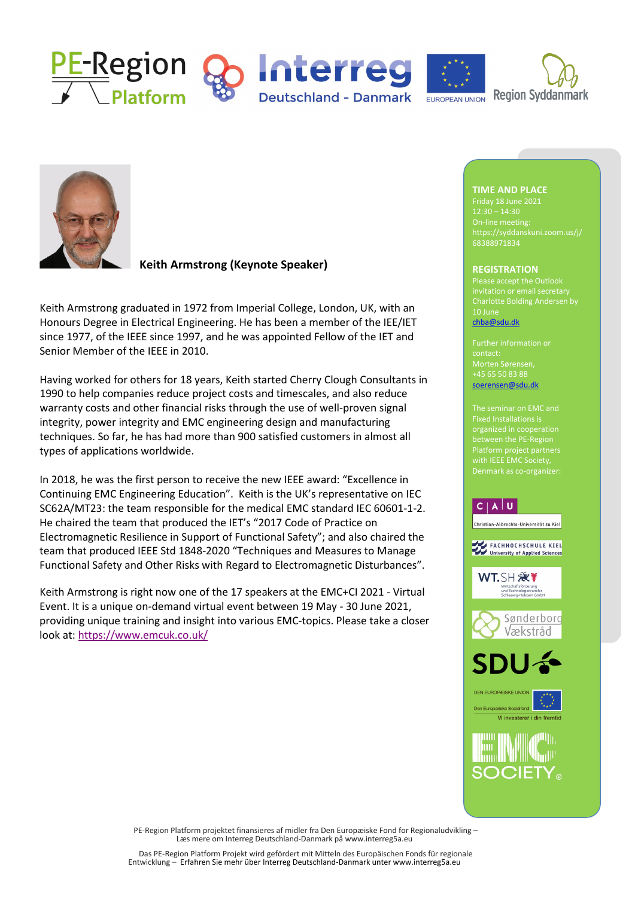**Keith Armstrong (Keynote Speaker)**

Keith Armstrong graduated in 1972 from Imperial College, London, UK, with an Honours Degree in Electrical Engineering. He has been a member of the IEE/IET since 1977, of the IEEE since 1997, and he was appointed Fellow of the IET and Senior Member of the IEEE in 2010.

Having worked for others for 18 years, Keith started Cherry Clough Consultants in 1990 to help companies reduce project costs and timescales, and also reduce warranty costs and other financial risks through the use of well-proven signal integrity, power integrity and EMC engineering design and manufacturing techniques. So far, he has had more than 900 satisfied customers in almost all types of applications worldwide.

In 2018, he was the first person to receive the new IEEE award: "Excellence in Continuing EMC Engineering Education". Keith is the UK's representative on IEC SC62A/MT23: the team responsible for the medical EMC standard IEC 60601-1-2. He chaired the team that produced the IET's "2017 Code of Practice on Electromagnetic Resilience in Support of Functional Safety"; and also chaired the team that produced IEEE Std 1848-2020 "Techniques and Measures to Manage Functional Safety and Other Risks with Regard to Electromagnetic Disturbances".

Keith Armstrong is right now one of the 17 speakers at the EMC+CI 2021 - Virtual Event. It is a unique on-demand virtual event between 19 May - 30 June 2021, providing unique training and insight into various EMC-topics. Please take a closer look at: https://www.emcuk.co.uk/

**TIME AND PLACE**

Friday 18 June 2021
12:30 – 14:30
On-line meeting:
https://syddanskuni.zoom.us/j/68388971834

**REGISTRATION**

Please accept the Outlook invitation or email secretary Charlotte Bolding Andersen by 10 June
chba@sdu.dk

Further information or contact:
Morten Sørensen,
+45 65 50 83 88
soerensen@sdu.dk

The seminar on EMC and Fixed Installations is organized in cooperation between the PE-Region Platform project partners with IEEE EMC Society, Denmark as co-organizer:

PE-Region Platform projektet finansieres af midler fra Den Europæiske Fond for Regionaludvikling – Læs mere om Interreg Deutschland-Danmark på www.interreg5a.eu

Das PE-Region Platform Projekt wird gefördert mit Mitteln des Europäischen Fonds für regionale Entwicklung – Erfahren Sie mehr über Interreg Deutschland-Danmark unter www.interreg5a.eu